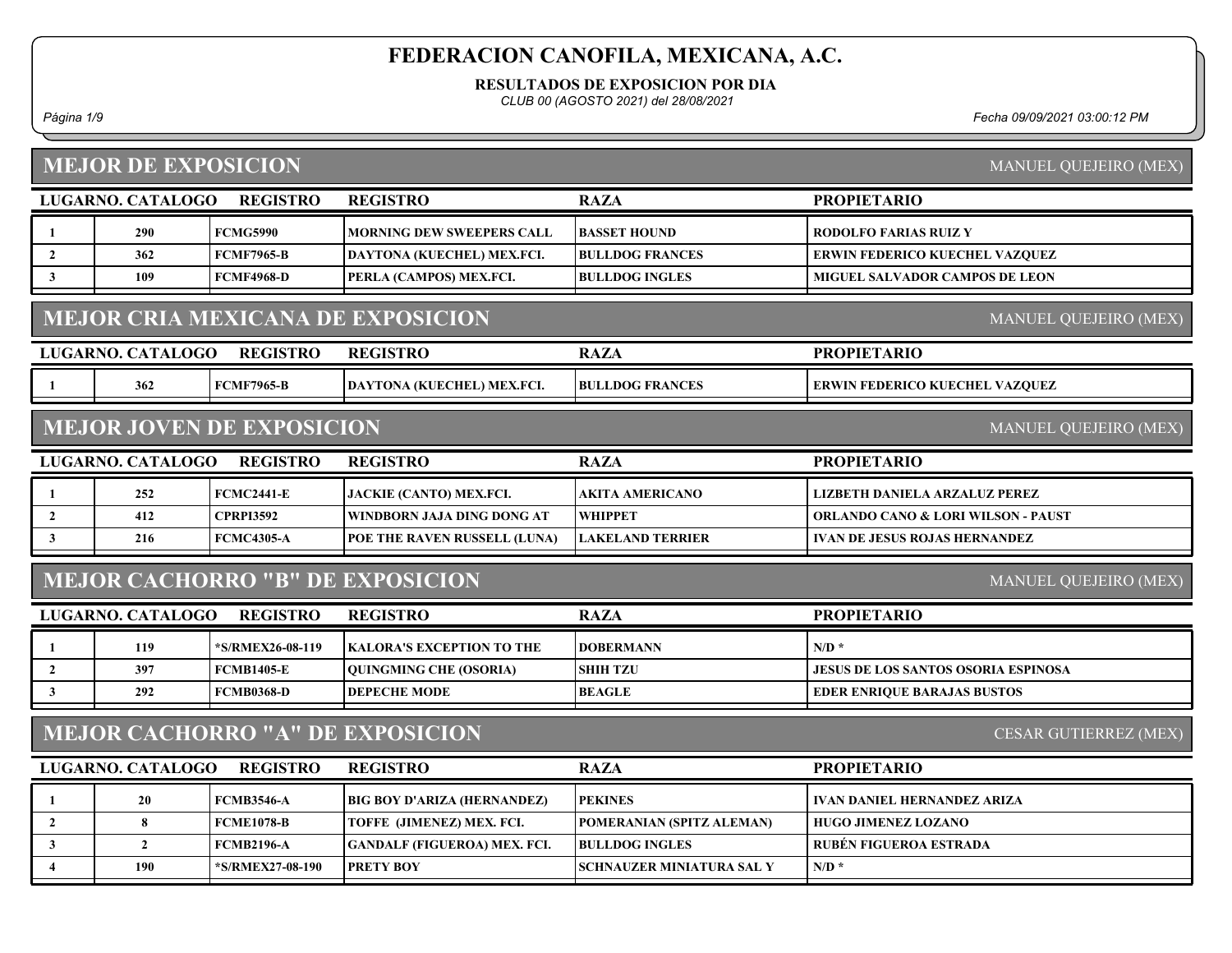# FEDERACION CANOFILA, MEXICANA, A.C.

**RESULTADOS DE EXPOSICION POR DIA**

*CLUB 00 (AGOSTO 2021) del 28/08/2021*

*Fecha 09/09/2021 03:00:12 PM*

## MEJOR DE EXPOSICION

MANUEL QUEJEIRO (MEX)

| LUGAR | NO. CATALOGO | REGISTRO | REGISTRO | RAZA | PROPIETARIO |
|---|---|---|---|---|---|
| 1 | 290 | FCMG5990 | MORNING DEW SWEEPERS CALL | BASSET HOUND | RODOLFO FARIAS RUIZ Y |
| 2 | 362 | FCMF7965-B | DAYTONA (KUECHEL) MEX.FCI. | BULLDOG FRANCES | ERWIN FEDERICO KUECHEL VAZQUEZ |
| 3 | 109 | FCMF4968-D | PERLA (CAMPOS) MEX.FCI. | BULLDOG INGLES | MIGUEL SALVADOR CAMPOS DE LEON |

## MEJOR CRIA MEXICANA DE EXPOSICION

MANUEL QUEJEIRO (MEX)

| LUGAR | NO. CATALOGO | REGISTRO | REGISTRO | RAZA | PROPIETARIO |
|---|---|---|---|---|---|
| 1 | 362 | FCMF7965-B | DAYTONA (KUECHEL) MEX.FCI. | BULLDOG FRANCES | ERWIN FEDERICO KUECHEL VAZQUEZ |

## MEJOR JOVEN DE EXPOSICION

MANUEL QUEJEIRO (MEX)

| LUGAR | NO. CATALOGO | REGISTRO | REGISTRO | RAZA | PROPIETARIO |
|---|---|---|---|---|---|
| 1 | 252 | FCMC2441-E | JACKIE (CANTO) MEX.FCI. | AKITA AMERICANO | LIZBETH DANIELA ARZALUZ PEREZ |
| 2 | 412 | CPRPI3592 | WINDBORN JAJA DING DONG AT | WHIPPET | ORLANDO CANO & LORI WILSON - PAUST |
| 3 | 216 | FCMC4305-A | POE THE RAVEN RUSSELL (LUNA) | LAKELAND TERRIER | IVAN DE JESUS ROJAS HERNANDEZ |

## MEJOR CACHORRO "B" DE EXPOSICION

MANUEL QUEJEIRO (MEX)

| LUGAR | NO. CATALOGO | REGISTRO | REGISTRO | RAZA | PROPIETARIO |
|---|---|---|---|---|---|
| 1 | 119 | *S/RMEX26-08-119 | KALORA'S EXCEPTION TO THE | DOBERMANN | N/D * |
| 2 | 397 | FCMB1405-E | QUINGMING CHE (OSORIA) | SHIH TZU | JESUS DE LOS SANTOS OSORIA ESPINOSA |
| 3 | 292 | FCMB0368-D | DEPECHE MODE | BEAGLE | EDER ENRIQUE BARAJAS BUSTOS |

## MEJOR CACHORRO "A" DE EXPOSICION

CESAR GUTIERREZ (MEX)

| LUGAR | NO. CATALOGO | REGISTRO | REGISTRO | RAZA | PROPIETARIO |
|---|---|---|---|---|---|
| 1 | 20 | FCMB3546-A | BIG BOY D'ARIZA (HERNANDEZ) | PEKINES | IVAN DANIEL HERNANDEZ ARIZA |
| 2 | 8 | FCME1078-B | TOFFE (JIMENEZ) MEX. FCI. | POMERANIAN (SPITZ ALEMAN) | HUGO JIMENEZ LOZANO |
| 3 | 2 | FCMB2196-A | GANDALF (FIGUEROA) MEX. FCI. | BULLDOG INGLES | RUBÉN FIGUEROA ESTRADA |
| 4 | 190 | *S/RMEX27-08-190 | PRETY BOY | SCHNAUZER MINIATURA SAL Y | N/D * |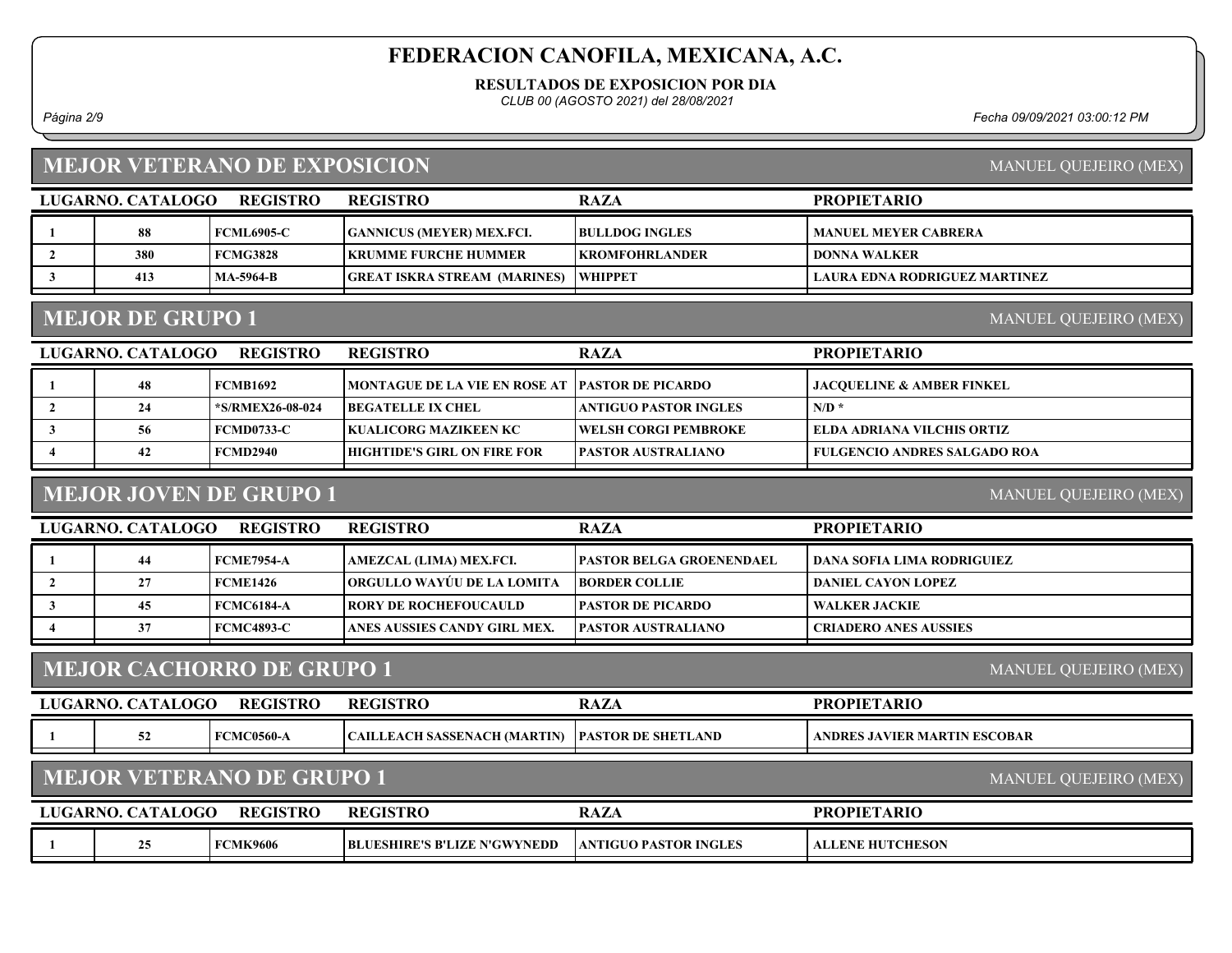# FEDERACION CANOFILA, MEXICANA, A.C.

**RESULTADOS DE EXPOSICION POR DIA**

*CLUB 00 (AGOSTO 2021) del 28/08/2021*

*Fecha 09/09/2021 03:00:12 PM*

## MEJOR VETERANO DE EXPOSICION

MANUEL QUEJEIRO (MEX)

| LUGAR | NO. CATALOGO | REGISTRO | REGISTRO | RAZA | PROPIETARIO |
|---|---|---|---|---|---|
| 1 | 88 | FCML6905-C | GANNICUS (MEYER) MEX.FCI. | BULLDOG INGLES | MANUEL MEYER CABRERA |
| 2 | 380 | FCMG3828 | KRUMME FURCHE HUMMER | KROMFOHRLANDER | DONNA WALKER |
| 3 | 413 | MA-5964-B | GREAT ISKRA STREAM (MARINES) | WHIPPET | LAURA EDNA RODRIGUEZ MARTINEZ |

## MEJOR DE GRUPO 1

MANUEL QUEJEIRO (MEX)

| LUGAR | NO. CATALOGO | REGISTRO | REGISTRO | RAZA | PROPIETARIO |
|---|---|---|---|---|---|
| 1 | 48 | FCMB1692 | MONTAGUE DE LA VIE EN ROSE AT | PASTOR DE PICARDO | JACQUELINE & AMBER FINKEL |
| 2 | 24 | *S/RMEX26-08-024 | BEGATELLE IX CHEL | ANTIGUO PASTOR INGLES | N/D * |
| 3 | 56 | FCMD0733-C | KUALICORG MAZIKEEN KC | WELSH CORGI PEMBROKE | ELDA ADRIANA VILCHIS ORTIZ |
| 4 | 42 | FCMD2940 | HIGHTIDE'S GIRL ON FIRE FOR | PASTOR AUSTRALIANO | FULGENCIO ANDRES SALGADO ROA |

## MEJOR JOVEN DE GRUPO 1

MANUEL QUEJEIRO (MEX)

| LUGAR | NO. CATALOGO | REGISTRO | REGISTRO | RAZA | PROPIETARIO |
|---|---|---|---|---|---|
| 1 | 44 | FCME7954-A | AMEZCAL (LIMA) MEX.FCI. | PASTOR BELGA GROENENDAEL | DANA SOFIA LIMA RODRIGUIEZ |
| 2 | 27 | FCME1426 | ORGULLO WAYÚU DE LA LOMITA | BORDER COLLIE | DANIEL CAYON LOPEZ |
| 3 | 45 | FCMC6184-A | RORY DE ROCHEFOUCAULD | PASTOR DE PICARDO | WALKER JACKIE |
| 4 | 37 | FCMC4893-C | ANES AUSSIES CANDY GIRL MEX. | PASTOR AUSTRALIANO | CRIADERO ANES AUSSIES |

## MEJOR CACHORRO DE GRUPO 1

MANUEL QUEJEIRO (MEX)

| LUGAR | NO. CATALOGO | REGISTRO | REGISTRO | RAZA | PROPIETARIO |
|---|---|---|---|---|---|
| 1 | 52 | FCMC0560-A | CAILLEACH SASSENACH (MARTIN) | PASTOR DE SHETLAND | ANDRES JAVIER MARTIN ESCOBAR |

## MEJOR VETERANO DE GRUPO 1

MANUEL QUEJEIRO (MEX)

| LUGAR | NO. CATALOGO | REGISTRO | REGISTRO | RAZA | PROPIETARIO |
|---|---|---|---|---|---|
| 1 | 25 | FCMK9606 | BLUESHIRE'S B'LIZE N'GWYNEDD | ANTIGUO PASTOR INGLES | ALLENE HUTCHESON |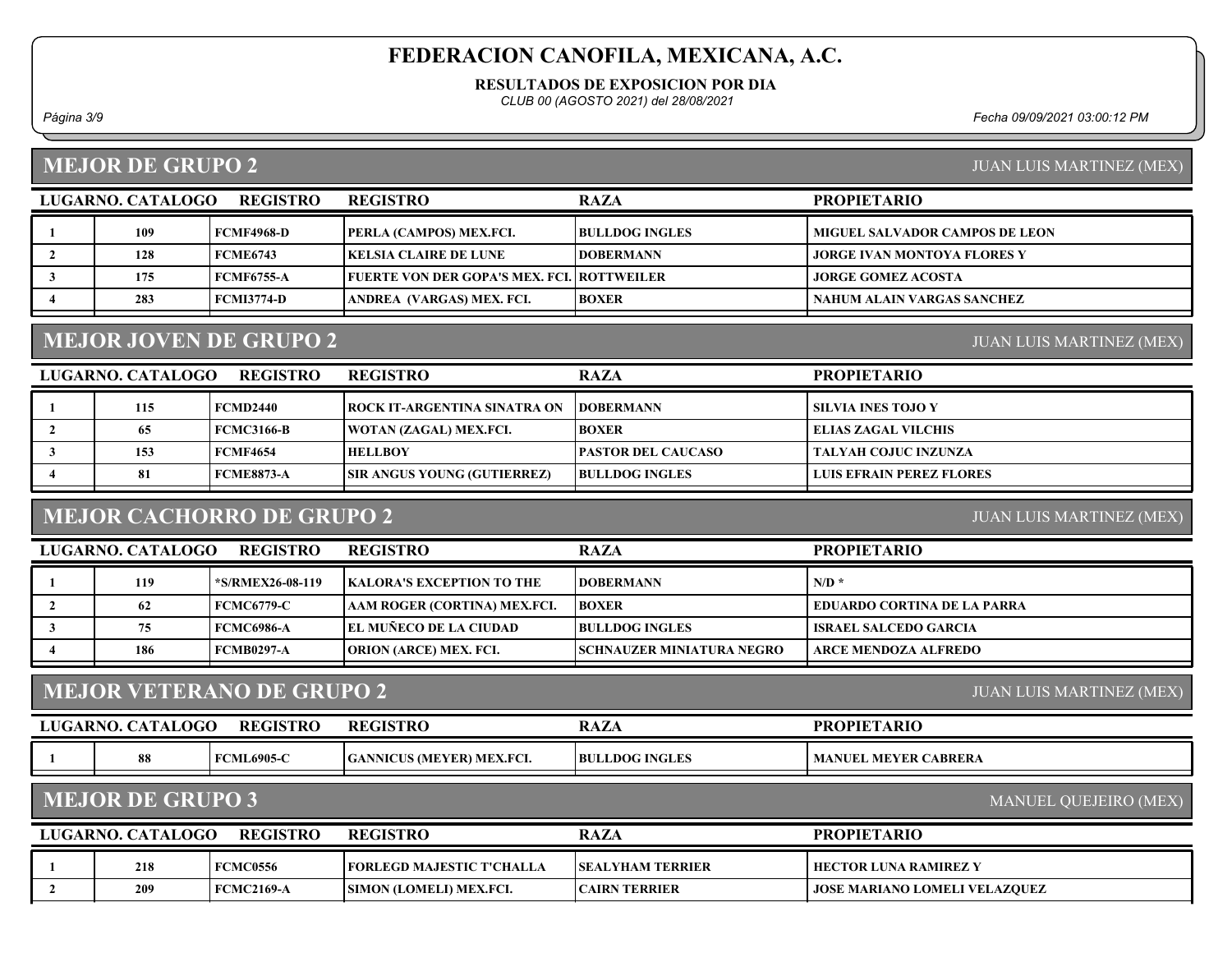# FEDERACION CANOFILA, MEXICANA, A.C.

**RESULTADOS DE EXPOSICION POR DIA**

*CLUB 00 (AGOSTO 2021) del 28/08/2021*

*Fecha 09/09/2021 03:00:12 PM*

## MEJOR DE GRUPO 2

JUAN LUIS MARTINEZ (MEX)

| LUGAR | NO. CATALOGO | REGISTRO | REGISTRO | RAZA | PROPIETARIO |
|---|---|---|---|---|---|
| 1 | 109 | FCMF4968-D | PERLA (CAMPOS) MEX.FCI. | BULLDOG INGLES | MIGUEL SALVADOR CAMPOS DE LEON |
| 2 | 128 | FCME6743 | KELSIA CLAIRE DE LUNE | DOBERMANN | JORGE IVAN MONTOYA FLORES Y |
| 3 | 175 | FCMF6755-A | FUERTE VON DER GOPA'S MEX. FCI. | ROTTWEILER | JORGE GOMEZ ACOSTA |
| 4 | 283 | FCMI3774-D | ANDREA (VARGAS) MEX. FCI. | BOXER | NAHUM ALAIN VARGAS SANCHEZ |

## MEJOR JOVEN DE GRUPO 2

JUAN LUIS MARTINEZ (MEX)

| LUGAR | NO. CATALOGO | REGISTRO | REGISTRO | RAZA | PROPIETARIO |
|---|---|---|---|---|---|
| 1 | 115 | FCMD2440 | ROCK IT-ARGENTINA SINATRA ON | DOBERMANN | SILVIA INES TOJO Y |
| 2 | 65 | FCMC3166-B | WOTAN (ZAGAL) MEX.FCI. | BOXER | ELIAS ZAGAL VILCHIS |
| 3 | 153 | FCMF4654 | HELLBOY | PASTOR DEL CAUCASO | TALYAH COJUC INZUNZA |
| 4 | 81 | FCME8873-A | SIR ANGUS YOUNG (GUTIERREZ) | BULLDOG INGLES | LUIS EFRAIN PEREZ FLORES |

## MEJOR CACHORRO DE GRUPO 2

JUAN LUIS MARTINEZ (MEX)

| LUGAR | NO. CATALOGO | REGISTRO | REGISTRO | RAZA | PROPIETARIO |
|---|---|---|---|---|---|
| 1 | 119 | *S/RMEX26-08-119 | KALORA'S EXCEPTION TO THE | DOBERMANN | N/D * |
| 2 | 62 | FCMC6779-C | AAM ROGER (CORTINA) MEX.FCI. | BOXER | EDUARDO CORTINA DE LA PARRA |
| 3 | 75 | FCMC6986-A | EL MUÑECO DE LA CIUDAD | BULLDOG INGLES | ISRAEL SALCEDO GARCIA |
| 4 | 186 | FCMB0297-A | ORION (ARCE) MEX. FCI. | SCHNAUZER MINIATURA NEGRO | ARCE MENDOZA ALFREDO |

## MEJOR VETERANO DE GRUPO 2

JUAN LUIS MARTINEZ (MEX)

| LUGAR | NO. CATALOGO | REGISTRO | REGISTRO | RAZA | PROPIETARIO |
|---|---|---|---|---|---|
| 1 | 88 | FCML6905-C | GANNICUS (MEYER) MEX.FCI. | BULLDOG INGLES | MANUEL MEYER CABRERA |

## MEJOR DE GRUPO 3

MANUEL QUEJEIRO (MEX)

| LUGAR | NO. CATALOGO | REGISTRO | REGISTRO | RAZA | PROPIETARIO |
|---|---|---|---|---|---|
| 1 | 218 | FCMC0556 | FORLEGD MAJESTIC T'CHALLA | SEALYHAM TERRIER | HECTOR LUNA RAMIREZ Y |
| 2 | 209 | FCMC2169-A | SIMON (LOMELI) MEX.FCI. | CAIRN TERRIER | JOSE MARIANO LOMELI VELAZQUEZ |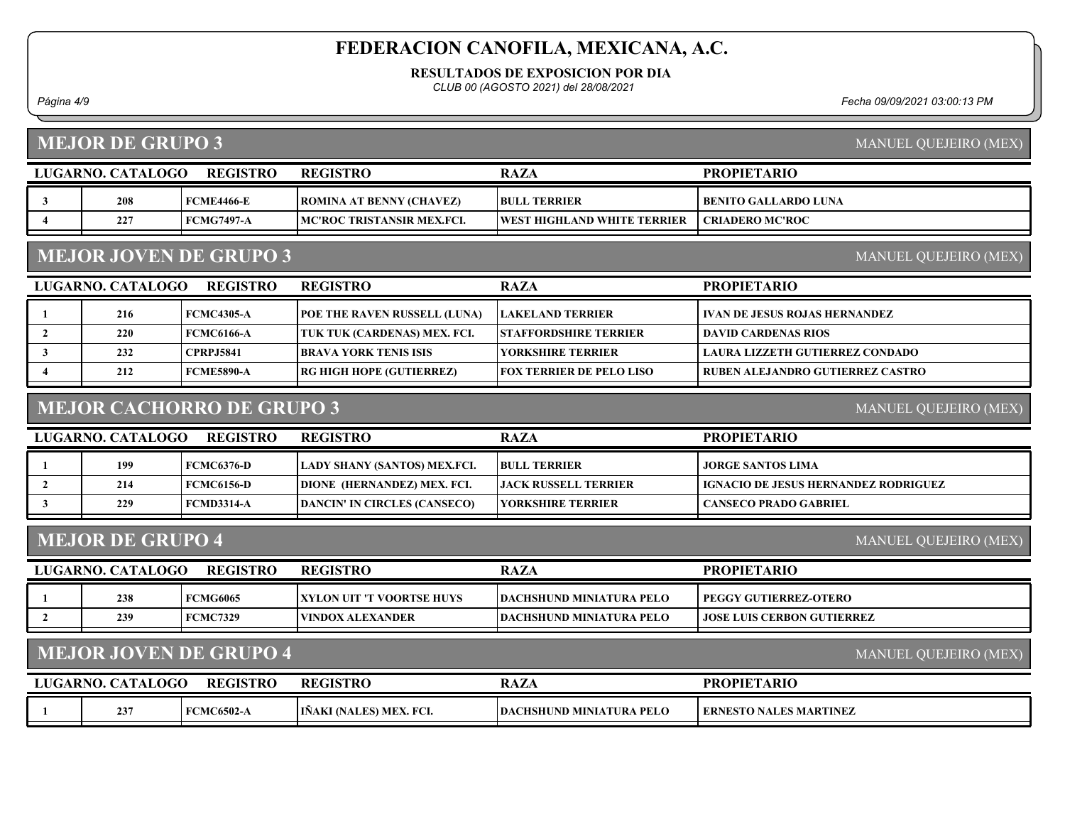# FEDERACION CANOFILA, MEXICANA, A.C.

**RESULTADOS DE EXPOSICION POR DIA**

*CLUB 00 (AGOSTO 2021) del 28/08/2021*

## MEJOR DE GRUPO 3

MANUEL QUEJEIRO (MEX)

| LUGAR | NO. CATALOGO | REGISTRO | REGISTRO | RAZA | PROPIETARIO |
|---|---|---|---|---|---|
| 3 | 208 | FCME4466-E | ROMINA AT BENNY (CHAVEZ) | BULL TERRIER | BENITO GALLARDO LUNA |
| 4 | 227 | FCMG7497-A | MC'ROC TRISTANSIR MEX.FCI. | WEST HIGHLAND WHITE TERRIER | CRIADERO MC'ROC |

## MEJOR JOVEN DE GRUPO 3

MANUEL QUEJEIRO (MEX)

| LUGAR | NO. CATALOGO | REGISTRO | REGISTRO | RAZA | PROPIETARIO |
|---|---|---|---|---|---|
| 1 | 216 | FCMC4305-A | POE THE RAVEN RUSSELL (LUNA) | LAKELAND TERRIER | IVAN DE JESUS ROJAS HERNANDEZ |
| 2 | 220 | FCMC6166-A | TUK TUK (CARDENAS) MEX. FCI. | STAFFORDSHIRE TERRIER | DAVID CARDENAS RIOS |
| 3 | 232 | CPRPJ5841 | BRAVA YORK TENIS ISIS | YORKSHIRE TERRIER | LAURA LIZZETH GUTIERREZ CONDADO |
| 4 | 212 | FCME5890-A | RG HIGH HOPE (GUTIERREZ) | FOX TERRIER DE PELO LISO | RUBEN ALEJANDRO GUTIERREZ CASTRO |

## MEJOR CACHORRO DE GRUPO 3

MANUEL QUEJEIRO (MEX)

| LUGAR | NO. CATALOGO | REGISTRO | REGISTRO | RAZA | PROPIETARIO |
|---|---|---|---|---|---|
| 1 | 199 | FCMC6376-D | LADY SHANY (SANTOS) MEX.FCI. | BULL TERRIER | JORGE SANTOS LIMA |
| 2 | 214 | FCMC6156-D | DIONE (HERNANDEZ) MEX. FCI. | JACK RUSSELL TERRIER | IGNACIO DE JESUS HERNANDEZ RODRIGUEZ |
| 3 | 229 | FCMD3314-A | DANCIN' IN CIRCLES (CANSECO) | YORKSHIRE TERRIER | CANSECO PRADO GABRIEL |

## MEJOR DE GRUPO 4

MANUEL QUEJEIRO (MEX)

| LUGAR | NO. CATALOGO | REGISTRO | REGISTRO | RAZA | PROPIETARIO |
|---|---|---|---|---|---|
| 1 | 238 | FCMG6065 | XYLON UIT 'T VOORTSE HUYS | DACHSHUND MINIATURA PELO | PEGGY GUTIERREZ-OTERO |
| 2 | 239 | FCMC7329 | VINDOX ALEXANDER | DACHSHUND MINIATURA PELO | JOSE LUIS CERBON GUTIERREZ |

## MEJOR JOVEN DE GRUPO 4

MANUEL QUEJEIRO (MEX)

| LUGAR | NO. CATALOGO | REGISTRO | REGISTRO | RAZA | PROPIETARIO |
|---|---|---|---|---|---|
| 1 | 237 | FCMC6502-A | IÑAKI (NALES) MEX. FCI. | DACHSHUND MINIATURA PELO | ERNESTO NALES MARTINEZ |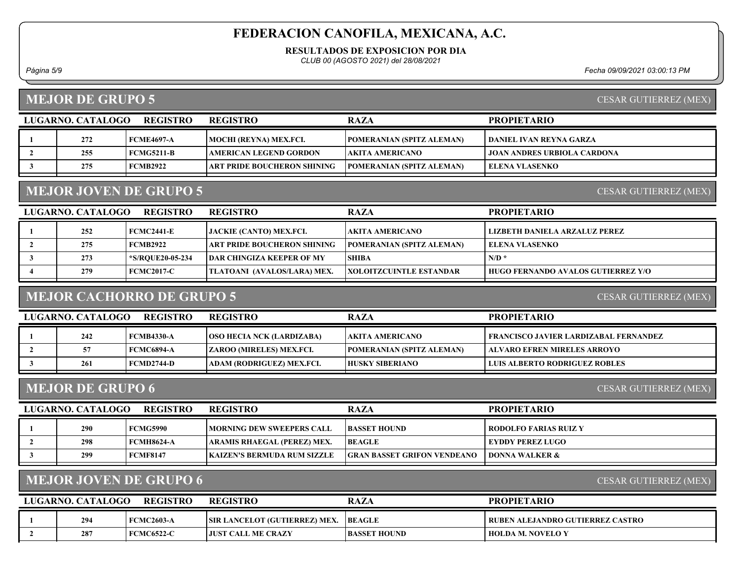# FEDERACION CANOFILA, MEXICANA, A.C.

**RESULTADOS DE EXPOSICION POR DIA**

*CLUB 00 (AGOSTO 2021) del 28/08/2021*

*Página 5/9* *Fecha 09/09/2021 03:00:13 PM*

## MEJOR DE GRUPO 5

CESAR GUTIERREZ (MEX)

| LUGAR | NO. CATALOGO | REGISTRO | REGISTRO | RAZA | PROPIETARIO |
|---|---|---|---|---|---|
| 1 | 272 | FCME4697-A | MOCHI (REYNA) MEX.FCI. | POMERANIAN (SPITZ ALEMAN) | DANIEL IVAN REYNA GARZA |
| 2 | 255 | FCMG5211-B | AMERICAN LEGEND GORDON | AKITA AMERICANO | JOAN ANDRES URBIOLA CARDONA |
| 3 | 275 | FCMB2922 | ART PRIDE BOUCHERON SHINING | POMERANIAN (SPITZ ALEMAN) | ELENA VLASENKO |

## MEJOR JOVEN DE GRUPO 5

CESAR GUTIERREZ (MEX)

| LUGAR | NO. CATALOGO | REGISTRO | REGISTRO | RAZA | PROPIETARIO |
|---|---|---|---|---|---|
| 1 | 252 | FCMC2441-E | JACKIE (CANTO) MEX.FCI. | AKITA AMERICANO | LIZBETH DANIELA ARZALUZ PEREZ |
| 2 | 275 | FCMB2922 | ART PRIDE BOUCHERON SHINING | POMERANIAN (SPITZ ALEMAN) | ELENA VLASENKO |
| 3 | 273 | *S/RQUE20-05-234 | DAR CHINGIZA KEEPER OF MY | SHIBA | N/D * |
| 4 | 279 | FCMC2017-C | TLATOANI (AVALOS/LARA) MEX. | XOLOITZCUINTLE ESTANDAR | HUGO FERNANDO AVALOS GUTIERREZ Y/O |

## MEJOR CACHORRO DE GRUPO 5

CESAR GUTIERREZ (MEX)

| LUGAR | NO. CATALOGO | REGISTRO | REGISTRO | RAZA | PROPIETARIO |
|---|---|---|---|---|---|
| 1 | 242 | FCMB4330-A | OSO HECIA NCK (LARDIZABA) | AKITA AMERICANO | FRANCISCO JAVIER LARDIZABAL FERNANDEZ |
| 2 | 57 | FCMC6894-A | ZAROO (MIRELES) MEX.FCI. | POMERANIAN (SPITZ ALEMAN) | ALVARO EFREN MIRELES ARROYO |
| 3 | 261 | FCMD2744-D | ADAM (RODRIGUEZ) MEX.FCI. | HUSKY SIBERIANO | LUIS ALBERTO RODRIGUEZ ROBLES |

## MEJOR DE GRUPO 6

CESAR GUTIERREZ (MEX)

| LUGAR | NO. CATALOGO | REGISTRO | REGISTRO | RAZA | PROPIETARIO |
|---|---|---|---|---|---|
| 1 | 290 | FCMG5990 | MORNING DEW SWEEPERS CALL | BASSET HOUND | RODOLFO FARIAS RUIZ Y |
| 2 | 298 | FCMH8624-A | ARAMIS RHAEGAL (PEREZ) MEX. | BEAGLE | EYDDY PEREZ LUGO |
| 3 | 299 | FCMF8147 | KAIZEN'S BERMUDA RUM SIZZLE | GRAN BASSET GRIFON VENDEANO | DONNA WALKER & |

## MEJOR JOVEN DE GRUPO 6

CESAR GUTIERREZ (MEX)

| LUGAR | NO. CATALOGO | REGISTRO | REGISTRO | RAZA | PROPIETARIO |
|---|---|---|---|---|---|
| 1 | 294 | FCMC2603-A | SIR LANCELOT (GUTIERREZ) MEX. | BEAGLE | RUBEN ALEJANDRO GUTIERREZ CASTRO |
| 2 | 287 | FCMC6522-C | JUST CALL ME CRAZY | BASSET HOUND | HOLDA M. NOVELO Y |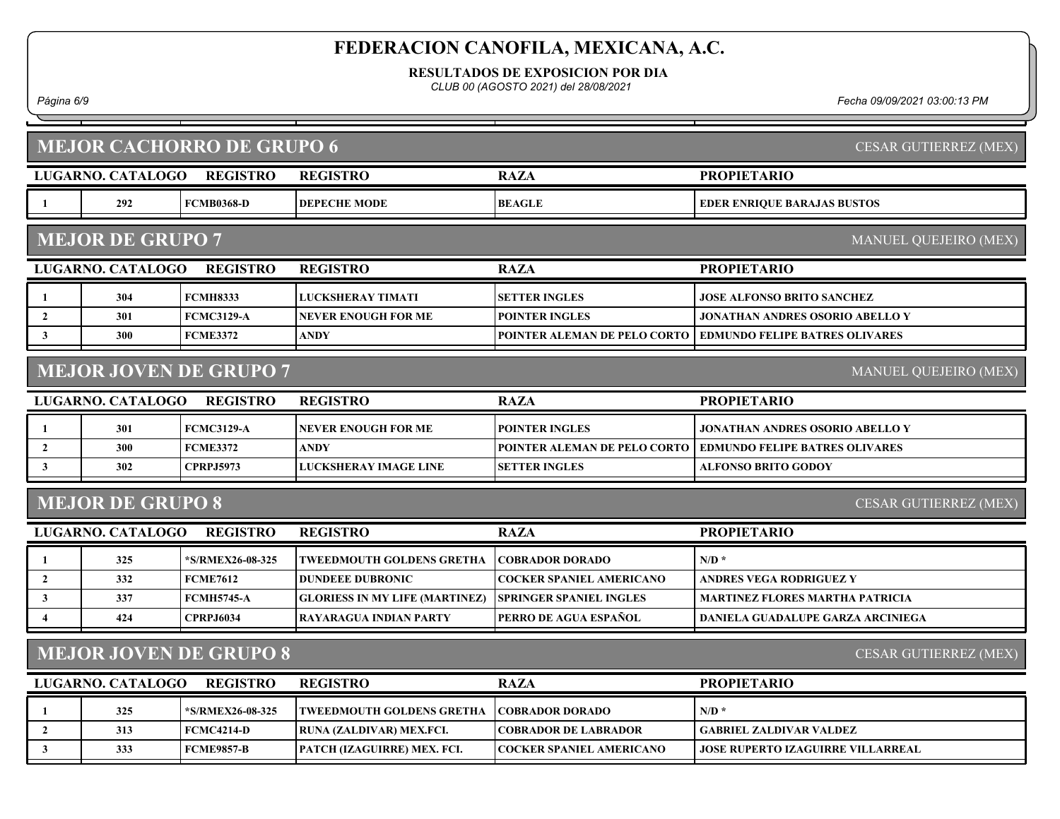# FEDERACION CANOFILA, MEXICANA, A.C.

**RESULTADOS DE EXPOSICION POR DIA**

*CLUB 00 (AGOSTO 2021) del 28/08/2021*

*Fecha 09/09/2021 03:00:13 PM*

## MEJOR CACHORRO DE GRUPO 6

CESAR GUTIERREZ (MEX)

| LUGAR | NO. CATALOGO | REGISTRO | REGISTRO | RAZA | PROPIETARIO |
|---|---|---|---|---|---|
| 1 | 292 | FCMB0368-D | DEPECHE MODE | BEAGLE | EDER ENRIQUE BARAJAS BUSTOS |

## MEJOR DE GRUPO 7

MANUEL QUEJEIRO (MEX)

| LUGAR | NO. CATALOGO | REGISTRO | REGISTRO | RAZA | PROPIETARIO |
|---|---|---|---|---|---|
| 1 | 304 | FCMH8333 | LUCKSHERAY TIMATI | SETTER INGLES | JOSE ALFONSO BRITO SANCHEZ |
| 2 | 301 | FCMC3129-A | NEVER ENOUGH FOR ME | POINTER INGLES | JONATHAN ANDRES OSORIO ABELLO Y |
| 3 | 300 | FCME3372 | ANDY | POINTER ALEMAN DE PELO CORTO | EDMUNDO FELIPE BATRES OLIVARES |

## MEJOR JOVEN DE GRUPO 7

MANUEL QUEJEIRO (MEX)

| LUGAR | NO. CATALOGO | REGISTRO | REGISTRO | RAZA | PROPIETARIO |
|---|---|---|---|---|---|
| 1 | 301 | FCMC3129-A | NEVER ENOUGH FOR ME | POINTER INGLES | JONATHAN ANDRES OSORIO ABELLO Y |
| 2 | 300 | FCME3372 | ANDY | POINTER ALEMAN DE PELO CORTO | EDMUNDO FELIPE BATRES OLIVARES |
| 3 | 302 | CPRPJ5973 | LUCKSHERAY IMAGE LINE | SETTER INGLES | ALFONSO BRITO GODOY |

## MEJOR DE GRUPO 8

CESAR GUTIERREZ (MEX)

| LUGAR | NO. CATALOGO | REGISTRO | REGISTRO | RAZA | PROPIETARIO |
|---|---|---|---|---|---|
| 1 | 325 | *S/RMEX26-08-325 | TWEEDMOUTH GOLDENS GRETHA | COBRADOR DORADO | N/D * |
| 2 | 332 | FCME7612 | DUNDEEE DUBRONIC | COCKER SPANIEL AMERICANO | ANDRES VEGA RODRIGUEZ Y |
| 3 | 337 | FCMH5745-A | GLORIESS IN MY LIFE (MARTINEZ) | SPRINGER SPANIEL INGLES | MARTINEZ FLORES MARTHA PATRICIA |
| 4 | 424 | CPRPJ6034 | RAYARAGUA INDIAN PARTY | PERRO DE AGUA ESPAÑOL | DANIELA GUADALUPE GARZA ARCINIEGA |

## MEJOR JOVEN DE GRUPO 8

CESAR GUTIERREZ (MEX)

| LUGAR | NO. CATALOGO | REGISTRO | REGISTRO | RAZA | PROPIETARIO |
|---|---|---|---|---|---|
| 1 | 325 | *S/RMEX26-08-325 | TWEEDMOUTH GOLDENS GRETHA | COBRADOR DORADO | N/D * |
| 2 | 313 | FCMC4214-D | RUNA (ZALDIVAR) MEX.FCI. | COBRADOR DE LABRADOR | GABRIEL ZALDIVAR VALDEZ |
| 3 | 333 | FCME9857-B | PATCH (IZAGUIRRE) MEX. FCI. | COCKER SPANIEL AMERICANO | JOSE RUPERTO IZAGUIRRE VILLARREAL |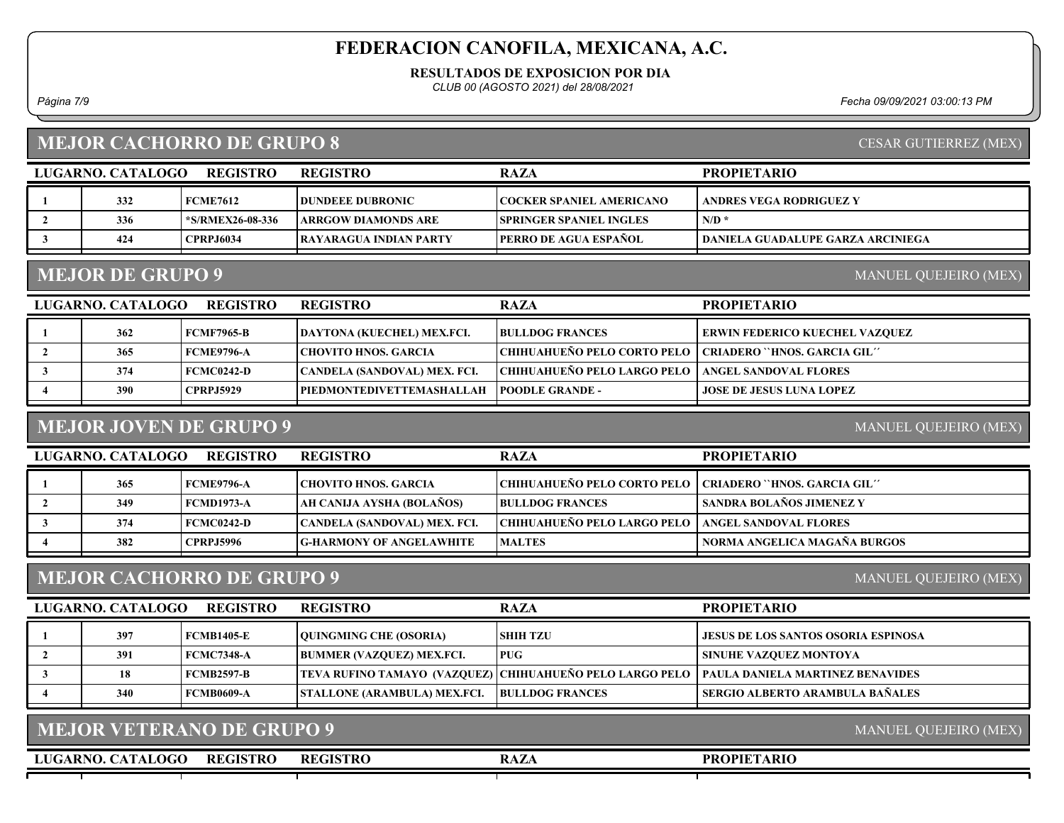# FEDERACION CANOFILA, MEXICANA, A.C.

**RESULTADOS DE EXPOSICION POR DIA**

*CLUB 00 (AGOSTO 2021) del 28/08/2021*

## MEJOR CACHORRO DE GRUPO 8

CESAR GUTIERREZ (MEX)

| LUGAR | NO. CATALOGO | REGISTRO | REGISTRO | RAZA | PROPIETARIO |
|---|---|---|---|---|---|
| 1 | 332 | FCME7612 | DUNDEEE DUBRONIC | COCKER SPANIEL AMERICANO | ANDRES VEGA RODRIGUEZ Y |
| 2 | 336 | *S/RMEX26-08-336 | ARRGOW DIAMONDS ARE | SPRINGER SPANIEL INGLES | N/D * |
| 3 | 424 | CPRPJ6034 | RAYARAGUA INDIAN PARTY | PERRO DE AGUA ESPAÑOL | DANIELA GUADALUPE GARZA ARCINIEGA |

## MEJOR DE GRUPO 9

MANUEL QUEJEIRO (MEX)

| LUGAR | NO. CATALOGO | REGISTRO | REGISTRO | RAZA | PROPIETARIO |
|---|---|---|---|---|---|
| 1 | 362 | FCMF7965-B | DAYTONA (KUECHEL) MEX.FCI. | BULLDOG FRANCES | ERWIN FEDERICO KUECHEL VAZQUEZ |
| 2 | 365 | FCME9796-A | CHOVITO HNOS. GARCIA | CHIHUAHUEÑO PELO CORTO PELO | CRIADERO ``HNOS. GARCIA GIL´´ |
| 3 | 374 | FCMC0242-D | CANDELA (SANDOVAL) MEX. FCI. | CHIHUAHUEÑO PELO LARGO PELO | ANGEL SANDOVAL FLORES |
| 4 | 390 | CPRPJ5929 | PIEDMONTEDIVETTEMASHALLAH | POODLE GRANDE - | JOSE DE JESUS LUNA LOPEZ |

## MEJOR JOVEN DE GRUPO 9

MANUEL QUEJEIRO (MEX)

| LUGAR | NO. CATALOGO | REGISTRO | REGISTRO | RAZA | PROPIETARIO |
|---|---|---|---|---|---|
| 1 | 365 | FCME9796-A | CHOVITO HNOS. GARCIA | CHIHUAHUEÑO PELO CORTO PELO | CRIADERO ``HNOS. GARCIA GIL´´ |
| 2 | 349 | FCMD1973-A | AH CANIJA AYSHA (BOLAÑOS) | BULLDOG FRANCES | SANDRA BOLAÑOS JIMENEZ Y |
| 3 | 374 | FCMC0242-D | CANDELA (SANDOVAL) MEX. FCI. | CHIHUAHUEÑO PELO LARGO PELO | ANGEL SANDOVAL FLORES |
| 4 | 382 | CPRPJ5996 | G-HARMONY OF ANGELAWHITE | MALTES | NORMA ANGELICA MAGAÑA BURGOS |

## MEJOR CACHORRO DE GRUPO 9

MANUEL QUEJEIRO (MEX)

| LUGAR | NO. CATALOGO | REGISTRO | REGISTRO | RAZA | PROPIETARIO |
|---|---|---|---|---|---|
| 1 | 397 | FCMB1405-E | QUINGMING CHE (OSORIA) | SHIH TZU | JESUS DE LOS SANTOS OSORIA ESPINOSA |
| 2 | 391 | FCMC7348-A | BUMMER (VAZQUEZ) MEX.FCI. | PUG | SINUHE VAZQUEZ MONTOYA |
| 3 | 18 | FCMB2597-B | TEVA RUFINO TAMAYO (VAZQUEZ) | CHIHUAHUEÑO PELO LARGO PELO | PAULA DANIELA MARTINEZ BENAVIDES |
| 4 | 340 | FCMB0609-A | STALLONE (ARAMBULA) MEX.FCI. | BULLDOG FRANCES | SERGIO ALBERTO ARAMBULA BAÑALES |

## MEJOR VETERANO DE GRUPO 9

MANUEL QUEJEIRO (MEX)

| LUGAR | NO. CATALOGO | REGISTRO | REGISTRO | RAZA | PROPIETARIO |
|---|---|---|---|---|---|
| | | | | | |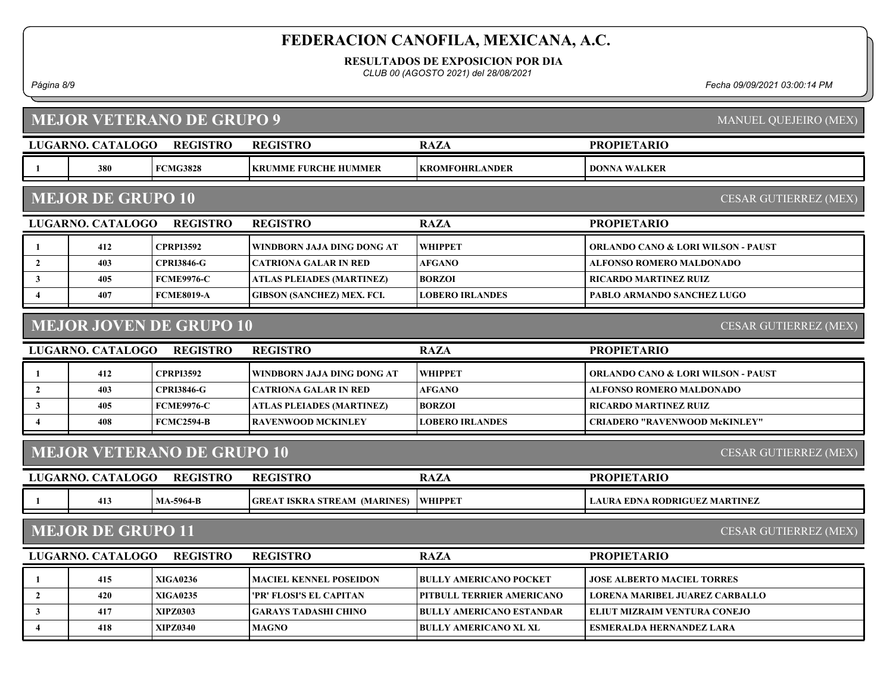# FEDERACION CANOFILA, MEXICANA, A.C.

**RESULTADOS DE EXPOSICION POR DIA**

*CLUB 00 (AGOSTO 2021) del 28/08/2021*

## MEJOR VETERANO DE GRUPO 9

MANUEL QUEJEIRO (MEX)

| LUGAR | NO. CATALOGO | REGISTRO | REGISTRO | RAZA | PROPIETARIO |
|---|---|---|---|---|---|
| 1 | 380 | FCMG3828 | KRUMME FURCHE HUMMER | KROMFOHRLANDER | DONNA WALKER |

## MEJOR DE GRUPO 10

CESAR GUTIERREZ (MEX)

| LUGAR | NO. CATALOGO | REGISTRO | REGISTRO | RAZA | PROPIETARIO |
|---|---|---|---|---|---|
| 1 | 412 | CPRPI3592 | WINDBORN JAJA DING DONG AT | WHIPPET | ORLANDO CANO & LORI WILSON - PAUST |
| 2 | 403 | CPRI3846-G | CATRIONA GALAR IN RED | AFGANO | ALFONSO ROMERO MALDONADO |
| 3 | 405 | FCME9976-C | ATLAS PLEIADES (MARTINEZ) | BORZOI | RICARDO MARTINEZ RUIZ |
| 4 | 407 | FCME8019-A | GIBSON (SANCHEZ) MEX. FCI. | LOBERO IRLANDES | PABLO ARMANDO SANCHEZ LUGO |

## MEJOR JOVEN DE GRUPO 10

CESAR GUTIERREZ (MEX)

| LUGAR | NO. CATALOGO | REGISTRO | REGISTRO | RAZA | PROPIETARIO |
|---|---|---|---|---|---|
| 1 | 412 | CPRPI3592 | WINDBORN JAJA DING DONG AT | WHIPPET | ORLANDO CANO & LORI WILSON - PAUST |
| 2 | 403 | CPRI3846-G | CATRIONA GALAR IN RED | AFGANO | ALFONSO ROMERO MALDONADO |
| 3 | 405 | FCME9976-C | ATLAS PLEIADES (MARTINEZ) | BORZOI | RICARDO MARTINEZ RUIZ |
| 4 | 408 | FCMC2594-B | RAVENWOOD MCKINLEY | LOBERO IRLANDES | CRIADERO "RAVENWOOD McKINLEY" |

## MEJOR VETERANO DE GRUPO 10

CESAR GUTIERREZ (MEX)

| LUGAR | NO. CATALOGO | REGISTRO | REGISTRO | RAZA | PROPIETARIO |
|---|---|---|---|---|---|
| 1 | 413 | MA-5964-B | GREAT ISKRA STREAM (MARINES) | WHIPPET | LAURA EDNA RODRIGUEZ MARTINEZ |

## MEJOR DE GRUPO 11

CESAR GUTIERREZ (MEX)

| LUGAR | NO. CATALOGO | REGISTRO | REGISTRO | RAZA | PROPIETARIO |
|---|---|---|---|---|---|
| 1 | 415 | XIGA0236 | MACIEL KENNEL POSEIDON | BULLY AMERICANO POCKET | JOSE ALBERTO MACIEL TORRES |
| 2 | 420 | XIGA0235 | 'PR' FLOSI'S EL CAPITAN | PITBULL TERRIER AMERICANO | LORENA MARIBEL JUAREZ CARBALLO |
| 3 | 417 | XIPZ0303 | GARAYS TADASHI CHINO | BULLY AMERICANO ESTANDAR | ELIUT MIZRAIM VENTURA CONEJO |
| 4 | 418 | XIPZ0340 | MAGNO | BULLY AMERICANO XL XL | ESMERALDA HERNANDEZ LARA |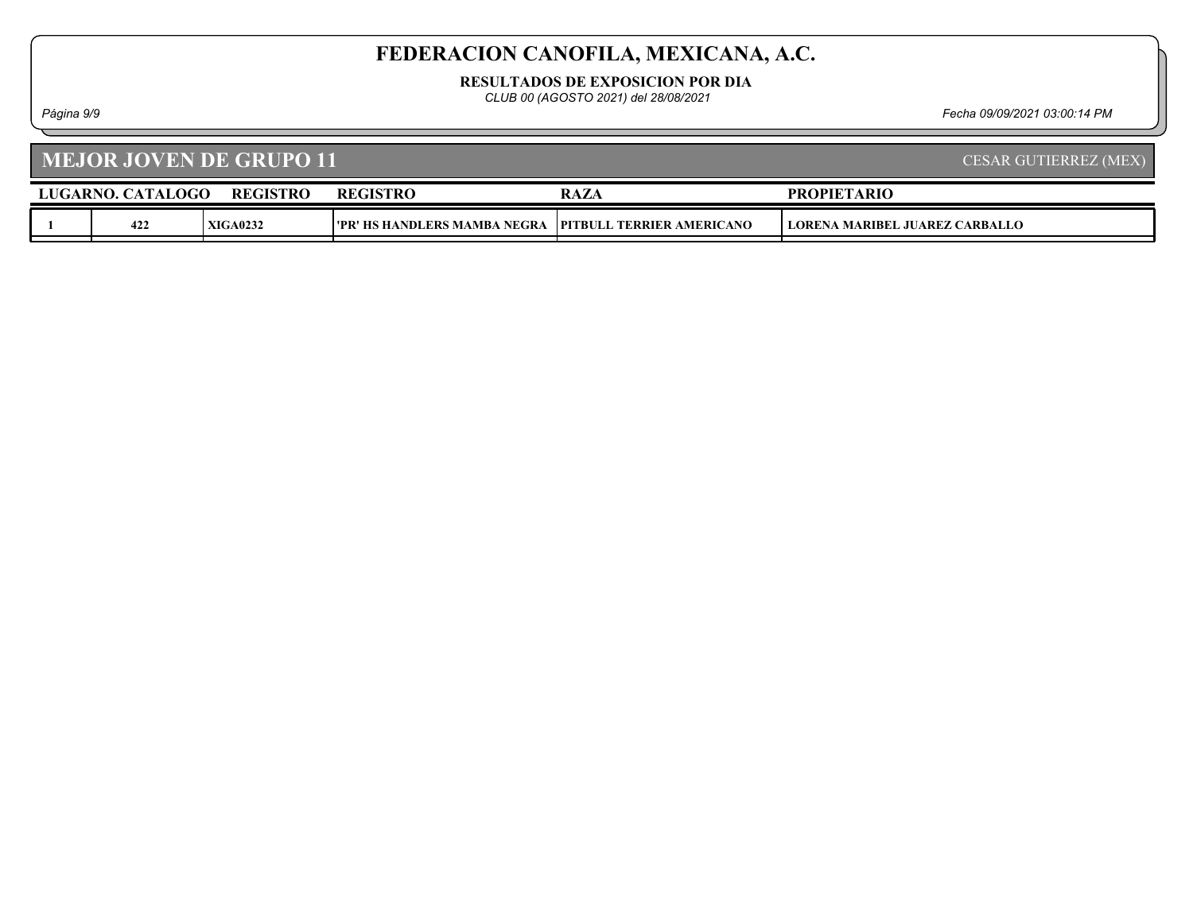# FEDERACION CANOFILA, MEXICANA, A.C.

**RESULTADOS DE EXPOSICION POR DIA**

*CLUB 00 (AGOSTO 2021) del 28/08/2021*

*Fecha 09/09/2021 03:00:14 PM*

## MEJOR JOVEN DE GRUPO 11

CESAR GUTIERREZ (MEX)

| LUGAR | NO. CATALOGO | REGISTRO | REGISTRO | RAZA | PROPIETARIO |
|---|---|---|---|---|---|
| 1 | 422 | XIGA0232 | 'PR' HS HANDLERS MAMBA NEGRA | PITBULL TERRIER AMERICANO | LORENA MARIBEL JUAREZ CARBALLO |